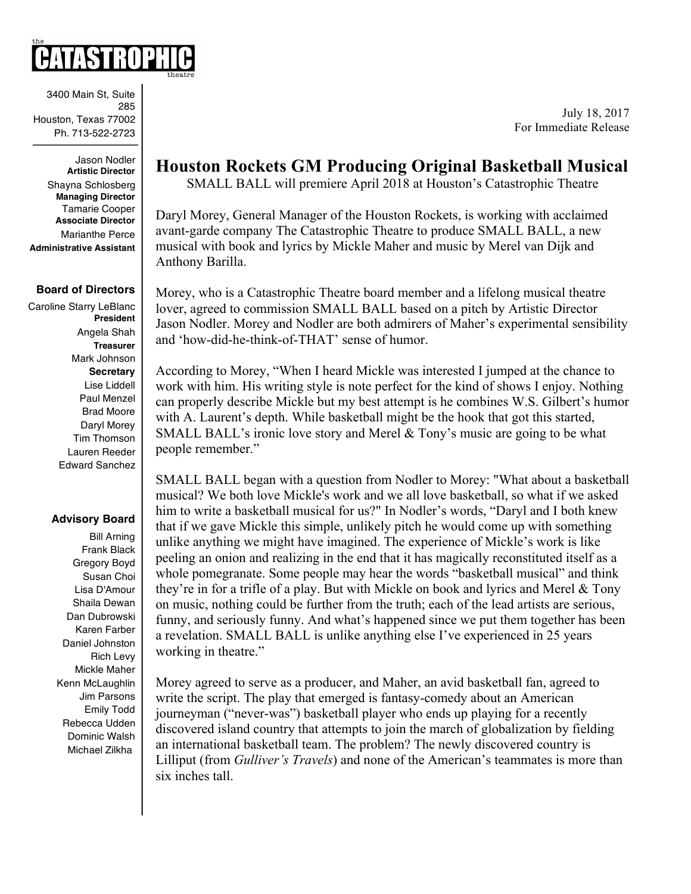the CATASTROPHIC theatre

3400 Main St, Suite 285
Houston, Texas 77002
Ph. 713-522-2723

Jason Nodler
**Artistic Director**
Shayna Schlosberg
**Managing Director**
Tamarie Cooper
**Associate Director**
Marianthe Perce
**Administrative Assistant**

**Board of Directors**

Caroline Starry LeBlanc
**President**
Angela Shah
**Treasurer**
Mark Johnson
**Secretary**
Lise Liddell
Paul Menzel
Brad Moore
Daryl Morey
Tim Thomson
Lauren Reeder
Edward Sanchez

**Advisory Board**

Bill Arning
Frank Black
Gregory Boyd
Susan Choi
Lisa D'Amour
Shaila Dewan
Dan Dubrowski
Karen Farber
Daniel Johnston
Rich Levy
Mickle Maher
Kenn McLaughlin
Jim Parsons
Emily Todd
Rebecca Udden
Dominic Walsh
Michael Zilkha

July 18, 2017
For Immediate Release

# Houston Rockets GM Producing Original Basketball Musical

SMALL BALL will premiere April 2018 at Houston's Catastrophic Theatre

Daryl Morey, General Manager of the Houston Rockets, is working with acclaimed avant-garde company The Catastrophic Theatre to produce SMALL BALL, a new musical with book and lyrics by Mickle Maher and music by Merel van Dijk and Anthony Barilla.

Morey, who is a Catastrophic Theatre board member and a lifelong musical theatre lover, agreed to commission SMALL BALL based on a pitch by Artistic Director Jason Nodler. Morey and Nodler are both admirers of Maher's experimental sensibility and 'how-did-he-think-of-THAT' sense of humor.

According to Morey, "When I heard Mickle was interested I jumped at the chance to work with him. His writing style is note perfect for the kind of shows I enjoy. Nothing can properly describe Mickle but my best attempt is he combines W.S. Gilbert's humor with A. Laurent's depth. While basketball might be the hook that got this started, SMALL BALL's ironic love story and Merel & Tony's music are going to be what people remember."

SMALL BALL began with a question from Nodler to Morey: "What about a basketball musical? We both love Mickle's work and we all love basketball, so what if we asked him to write a basketball musical for us?" In Nodler's words, "Daryl and I both knew that if we gave Mickle this simple, unlikely pitch he would come up with something unlike anything we might have imagined. The experience of Mickle's work is like peeling an onion and realizing in the end that it has magically reconstituted itself as a whole pomegranate. Some people may hear the words "basketball musical" and think they're in for a trifle of a play. But with Mickle on book and lyrics and Merel & Tony on music, nothing could be further from the truth; each of the lead artists are serious, funny, and seriously funny. And what's happened since we put them together has been a revelation. SMALL BALL is unlike anything else I've experienced in 25 years working in theatre."

Morey agreed to serve as a producer, and Maher, an avid basketball fan, agreed to write the script. The play that emerged is fantasy-comedy about an American journeyman ("never-was") basketball player who ends up playing for a recently discovered island country that attempts to join the march of globalization by fielding an international basketball team. The problem? The newly discovered country is Lilliput (from *Gulliver's Travels*) and none of the American's teammates is more than six inches tall.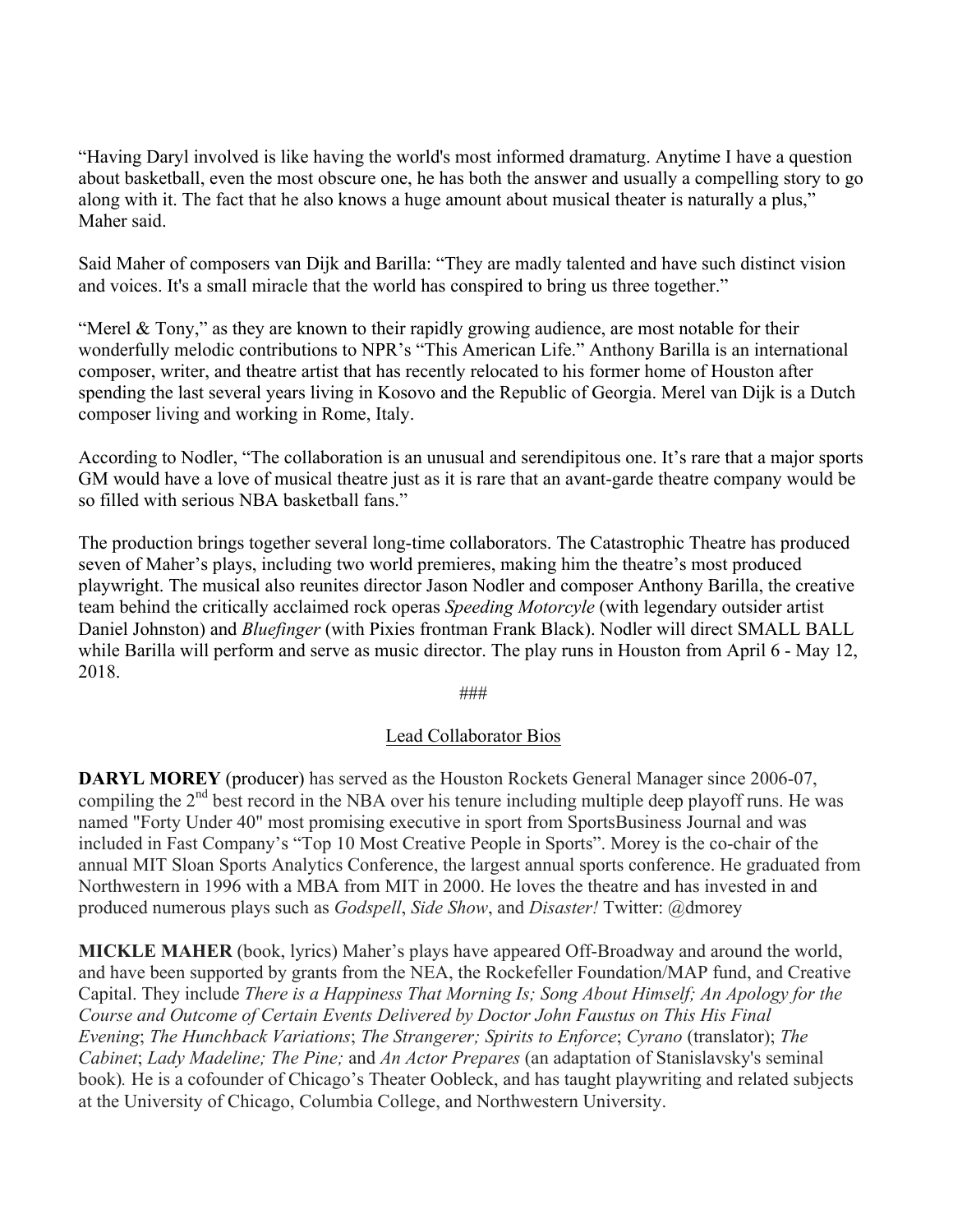“Having Daryl involved is like having the world's most informed dramaturg. Anytime I have a question about basketball, even the most obscure one, he has both the answer and usually a compelling story to go along with it. The fact that he also knows a huge amount about musical theater is naturally a plus,” Maher said.

Said Maher of composers van Dijk and Barilla: “They are madly talented and have such distinct vision and voices. It's a small miracle that the world has conspired to bring us three together.”

“Merel & Tony,” as they are known to their rapidly growing audience, are most notable for their wonderfully melodic contributions to NPR’s “This American Life.” Anthony Barilla is an international composer, writer, and theatre artist that has recently relocated to his former home of Houston after spending the last several years living in Kosovo and the Republic of Georgia. Merel van Dijk is a Dutch composer living and working in Rome, Italy.

According to Nodler, “The collaboration is an unusual and serendipitous one. It’s rare that a major sports GM would have a love of musical theatre just as it is rare that an avant-garde theatre company would be so filled with serious NBA basketball fans.”

The production brings together several long-time collaborators. The Catastrophic Theatre has produced seven of Maher’s plays, including two world premieres, making him the theatre’s most produced playwright. The musical also reunites director Jason Nodler and composer Anthony Barilla, the creative team behind the critically acclaimed rock operas *Speeding Motorcyle* (with legendary outsider artist Daniel Johnston) and *Bluefinger* (with Pixies frontman Frank Black). Nodler will direct SMALL BALL while Barilla will perform and serve as music director. The play runs in Houston from April 6 - May 12, 2018.

###

Lead Collaborator Bios

**DARYL MOREY** (producer) has served as the Houston Rockets General Manager since 2006-07, compiling the 2nd best record in the NBA over his tenure including multiple deep playoff runs. He was named "Forty Under 40" most promising executive in sport from SportsBusiness Journal and was included in Fast Company’s “Top 10 Most Creative People in Sports”. Morey is the co-chair of the annual MIT Sloan Sports Analytics Conference, the largest annual sports conference. He graduated from Northwestern in 1996 with a MBA from MIT in 2000. He loves the theatre and has invested in and produced numerous plays such as *Godspell*, *Side Show*, and *Disaster!* Twitter: @dmorey

**MICKLE MAHER** (book, lyrics) Maher’s plays have appeared Off-Broadway and around the world, and have been supported by grants from the NEA, the Rockefeller Foundation/MAP fund, and Creative Capital. They include *There is a Happiness That Morning Is; Song About Himself; An Apology for the Course and Outcome of Certain Events Delivered by Doctor John Faustus on This His Final Evening*; *The Hunchback Variations*; *The Strangerer; Spirits to Enforce*; *Cyrano* (translator); *The Cabinet*; *Lady Madeline; The Pine;* and *An Actor Prepares* (an adaptation of Stanislavsky's seminal book). He is a cofounder of Chicago’s Theater Oobleck, and has taught playwriting and related subjects at the University of Chicago, Columbia College, and Northwestern University.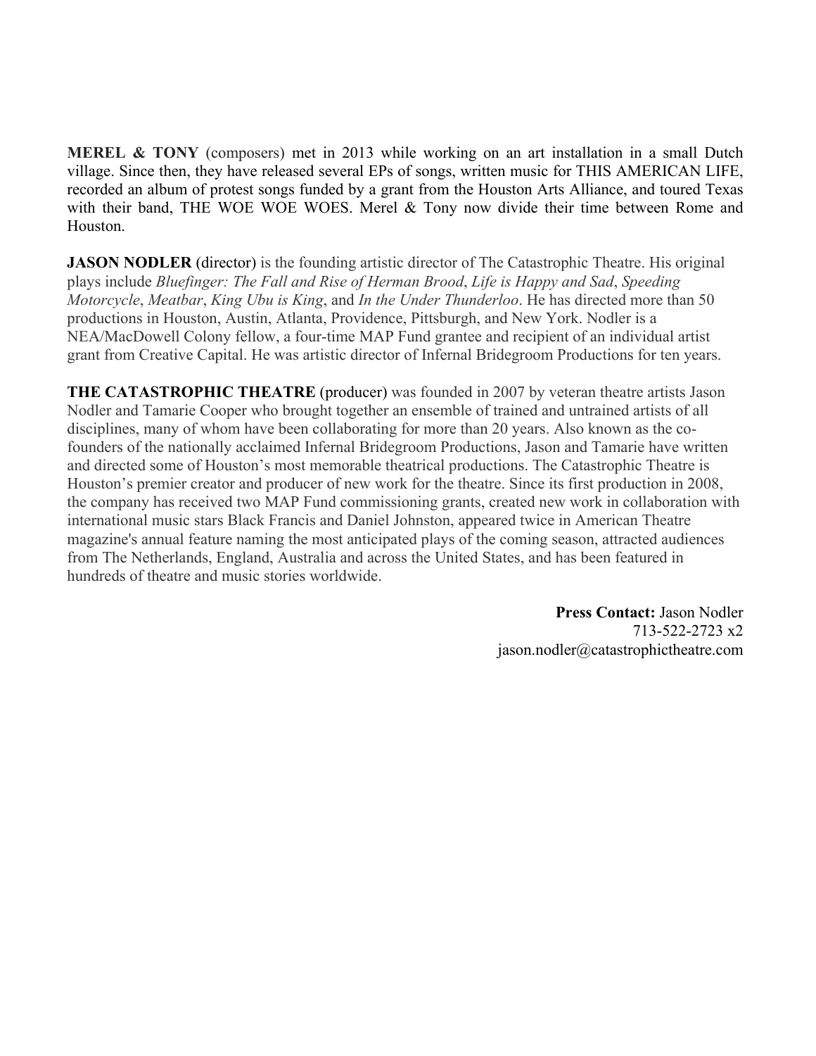**MEREL & TONY** (composers) met in 2013 while working on an art installation in a small Dutch village. Since then, they have released several EPs of songs, written music for THIS AMERICAN LIFE, recorded an album of protest songs funded by a grant from the Houston Arts Alliance, and toured Texas with their band, THE WOE WOE WOES. Merel & Tony now divide their time between Rome and Houston.

**JASON NODLER** (director) is the founding artistic director of The Catastrophic Theatre. His original plays include *Bluefinger: The Fall and Rise of Herman Brood*, *Life is Happy and Sad*, *Speeding Motorcycle*, *Meatbar*, *King Ubu is King*, and *In the Under Thunderloo*. He has directed more than 50 productions in Houston, Austin, Atlanta, Providence, Pittsburgh, and New York. Nodler is a NEA/MacDowell Colony fellow, a four-time MAP Fund grantee and recipient of an individual artist grant from Creative Capital. He was artistic director of Infernal Bridegroom Productions for ten years.

**THE CATASTROPHIC THEATRE** (producer) was founded in 2007 by veteran theatre artists Jason Nodler and Tamarie Cooper who brought together an ensemble of trained and untrained artists of all disciplines, many of whom have been collaborating for more than 20 years. Also known as the co-founders of the nationally acclaimed Infernal Bridegroom Productions, Jason and Tamarie have written and directed some of Houston's most memorable theatrical productions. The Catastrophic Theatre is Houston's premier creator and producer of new work for the theatre. Since its first production in 2008, the company has received two MAP Fund commissioning grants, created new work in collaboration with international music stars Black Francis and Daniel Johnston, appeared twice in American Theatre magazine's annual feature naming the most anticipated plays of the coming season, attracted audiences from The Netherlands, England, Australia and across the United States, and has been featured in hundreds of theatre and music stories worldwide.

**Press Contact:** Jason Nodler
713-522-2723 x2
jason.nodler@catastrophictheatre.com